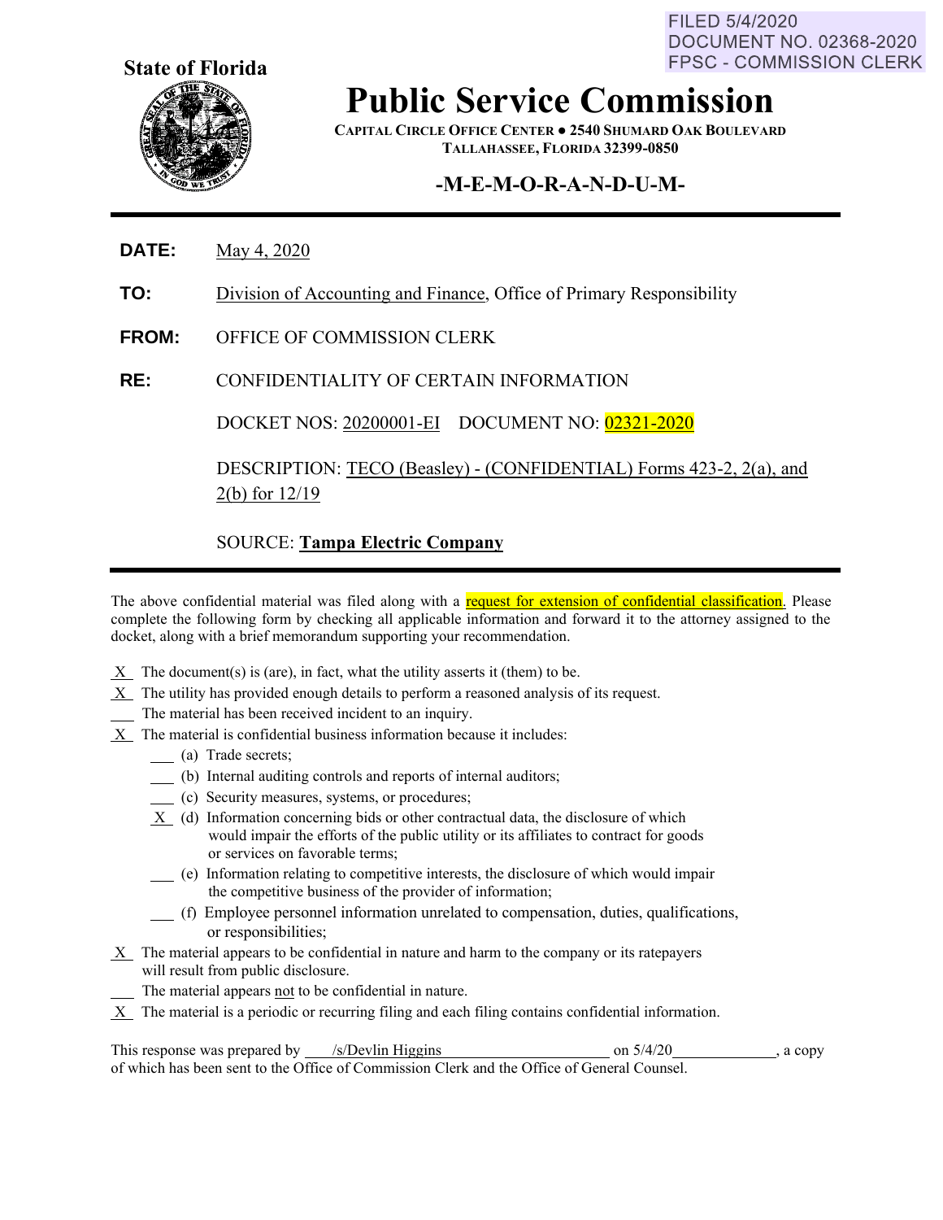FILED 5/4/2020
DOCUMENT NO. 02368-2020
FPSC - COMMISSION CLERK

**State of Florida**

# Public Service Commission

**CAPITAL CIRCLE OFFICE CENTER ● 2540 SHUMARD OAK BOULEVARD**
**TALLAHASSEE, FLORIDA 32399-0850**

## -M-E-M-O-R-A-N-D-U-M-

**DATE:** May 4, 2020

**TO:** Division of Accounting and Finance, Office of Primary Responsibility

**FROM:** OFFICE OF COMMISSION CLERK

**RE:** CONFIDENTIALITY OF CERTAIN INFORMATION

DOCKET NOS: 20200001-EI DOCUMENT NO: 02321-2020

DESCRIPTION: TECO (Beasley) - (CONFIDENTIAL) Forms 423-2, 2(a), and 2(b) for 12/19

SOURCE: **Tampa Electric Company**

---

The above confidential material was filed along with a request for extension of confidential classification. Please complete the following form by checking all applicable information and forward it to the attorney assigned to the docket, along with a brief memorandum supporting your recommendation.

- X The document(s) is (are), in fact, what the utility asserts it (them) to be.
- X The utility has provided enough details to perform a reasoned analysis of its request.
- ___ The material has been received incident to an inquiry.
- X The material is confidential business information because it includes:
  - ___ (a) Trade secrets;
  - ___ (b) Internal auditing controls and reports of internal auditors;
  - ___ (c) Security measures, systems, or procedures;
  - X (d) Information concerning bids or other contractual data, the disclosure of which would impair the efforts of the public utility or its affiliates to contract for goods or services on favorable terms;
  - ___ (e) Information relating to competitive interests, the disclosure of which would impair the competitive business of the provider of information;
  - ___ (f) Employee personnel information unrelated to compensation, duties, qualifications, or responsibilities;
- X The material appears to be confidential in nature and harm to the company or its ratepayers will result from public disclosure.
- ___ The material appears not to be confidential in nature.
- X The material is a periodic or recurring filing and each filing contains confidential information.

This response was prepared by /s/Devlin Higgins on 5/4/20, a copy of which has been sent to the Office of Commission Clerk and the Office of General Counsel.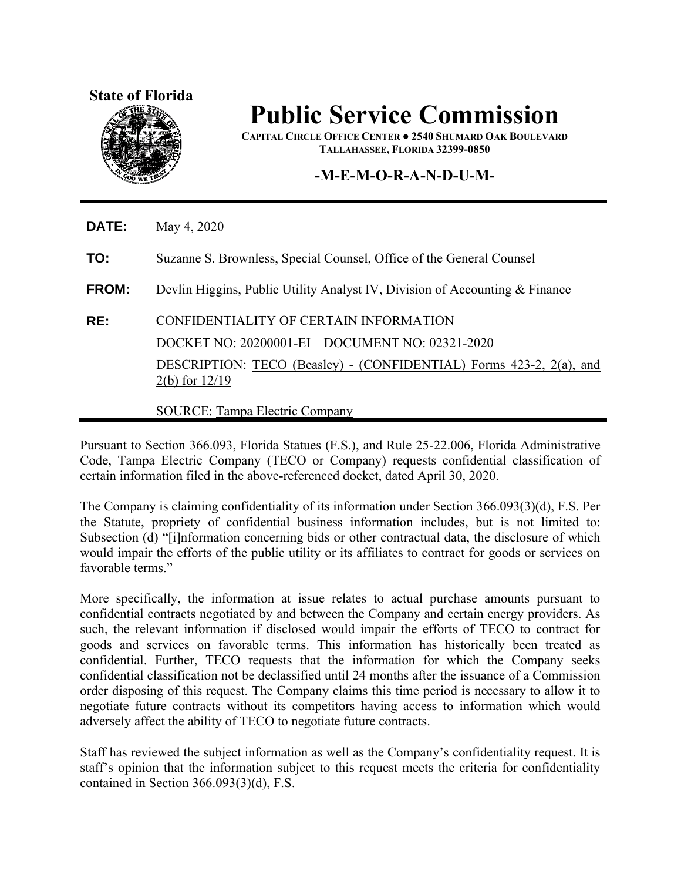State of Florida

# Public Service Commission

**CAPITAL CIRCLE OFFICE CENTER ● 2540 SHUMARD OAK BOULEVARD**
**TALLAHASSEE, FLORIDA 32399-0850**

## -M-E-M-O-R-A-N-D-U-M-

---

**DATE:** May 4, 2020

**TO:** Suzanne S. Brownless, Special Counsel, Office of the General Counsel

**FROM:** Devlin Higgins, Public Utility Analyst IV, Division of Accounting & Finance

**RE:** CONFIDENTIALITY OF CERTAIN INFORMATION
DOCKET NO: 20200001-EI DOCUMENT NO: 02321-2020
DESCRIPTION: TECO (Beasley) - (CONFIDENTIAL) Forms 423-2, 2(a), and 2(b) for 12/19

SOURCE: Tampa Electric Company

---

Pursuant to Section 366.093, Florida Statues (F.S.), and Rule 25-22.006, Florida Administrative Code, Tampa Electric Company (TECO or Company) requests confidential classification of certain information filed in the above-referenced docket, dated April 30, 2020.

The Company is claiming confidentiality of its information under Section 366.093(3)(d), F.S. Per the Statute, propriety of confidential business information includes, but is not limited to: Subsection (d) "[i]nformation concerning bids or other contractual data, the disclosure of which would impair the efforts of the public utility or its affiliates to contract for goods or services on favorable terms."

More specifically, the information at issue relates to actual purchase amounts pursuant to confidential contracts negotiated by and between the Company and certain energy providers. As such, the relevant information if disclosed would impair the efforts of TECO to contract for goods and services on favorable terms. This information has historically been treated as confidential. Further, TECO requests that the information for which the Company seeks confidential classification not be declassified until 24 months after the issuance of a Commission order disposing of this request. The Company claims this time period is necessary to allow it to negotiate future contracts without its competitors having access to information which would adversely affect the ability of TECO to negotiate future contracts.

Staff has reviewed the subject information as well as the Company's confidentiality request. It is staff's opinion that the information subject to this request meets the criteria for confidentiality contained in Section 366.093(3)(d), F.S.